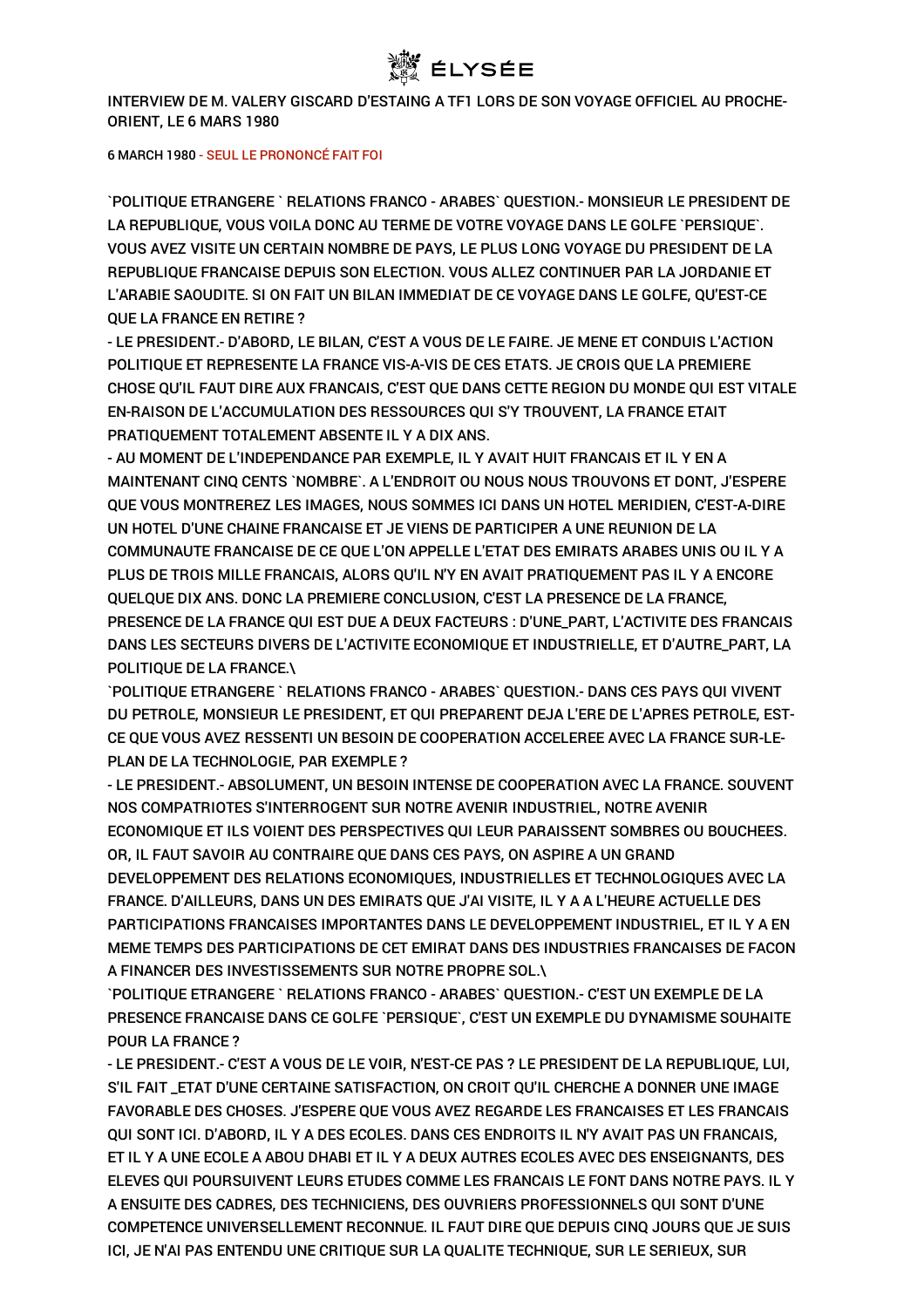ÉLYSÉE

# INTERVIEW DE M. VALERY GISCARD D'ESTAING A TF1 LORS DE SON VOYAGE OFFICIEL AU PROCHE-ORIENT, LE 6 MARS 1980

6 MARCH 1980 - SEUL LE PRONONCÉ FAIT FOI

`POLITIQUE ETRANGERE ` RELATIONS FRANCO - ARABES` QUESTION.- MONSIEUR LE PRESIDENT DE LA REPUBLIQUE, VOUS VOILA DONC AU TERME DE VOTRE VOYAGE DANS LE GOLFE `PERSIQUE`. VOUS AVEZ VISITE UN CERTAIN NOMBRE DE PAYS, LE PLUS LONG VOYAGE DU PRESIDENT DE LA REPUBLIQUE FRANCAISE DEPUIS SON ELECTION. VOUS ALLEZ CONTINUER PAR LA JORDANIE ET L'ARABIE SAOUDITE. SI ON FAIT UN BILAN IMMEDIAT DE CE VOYAGE DANS LE GOLFE, QU'EST-CE QUE LA FRANCE EN RETIRE ?

- LE PRESIDENT.- D'ABORD, LE BILAN, C'EST A VOUS DE LE FAIRE. JE MENE ET CONDUIS L'ACTION POLITIQUE ET REPRESENTE LA FRANCE VIS-A-VIS DE CES ETATS. JE CROIS QUE LA PREMIERE CHOSE QU'IL FAUT DIRE AUX FRANCAIS, C'EST QUE DANS CETTE REGION DU MONDE QUI EST VITALE EN-RAISON DE L'ACCUMULATION DES RESSOURCES QUI S'Y TROUVENT, LA FRANCE ETAIT PRATIQUEMENT TOTALEMENT ABSENTE IL Y A DIX ANS.

- AU MOMENT DE L'INDEPENDANCE PAR EXEMPLE, IL Y AVAIT HUIT FRANCAIS ET IL Y EN A MAINTENANT CINQ CENTS `NOMBRE`. A L'ENDROIT OU NOUS NOUS TROUVONS ET DONT, J'ESPERE QUE VOUS MONTREREZ LES IMAGES, NOUS SOMMES ICI DANS UN HOTEL MERIDIEN, C'EST-A-DIRE UN HOTEL D'UNE CHAINE FRANCAISE ET JE VIENS DE PARTICIPER A UNE REUNION DE LA COMMUNAUTE FRANCAISE DE CE QUE L'ON APPELLE L'ETAT DES EMIRATS ARABES UNIS OU IL Y A PLUS DE TROIS MILLE FRANCAIS, ALORS QU'IL N'Y EN AVAIT PRATIQUEMENT PAS IL Y A ENCORE QUELQUE DIX ANS. DONC LA PREMIERE CONCLUSION, C'EST LA PRESENCE DE LA FRANCE, PRESENCE DE LA FRANCE QUI EST DUE A DEUX FACTEURS : D'UNE_PART, L'ACTIVITE DES FRANCAIS DANS LES SECTEURS DIVERS DE L'ACTIVITE ECONOMIQUE ET INDUSTRIELLE, ET D'AUTRE_PART, LA POLITIQUE DE LA FRANCE.\

`POLITIQUE ETRANGERE ` RELATIONS FRANCO - ARABES` QUESTION.- DANS CES PAYS QUI VIVENT DU PETROLE, MONSIEUR LE PRESIDENT, ET QUI PREPARENT DEJA L'ERE DE L'APRES PETROLE, EST-CE QUE VOUS AVEZ RESSENTI UN BESOIN DE COOPERATION ACCELEREE AVEC LA FRANCE SUR-LE-PLAN DE LA TECHNOLOGIE, PAR EXEMPLE ?

- LE PRESIDENT.- ABSOLUMENT, UN BESOIN INTENSE DE COOPERATION AVEC LA FRANCE. SOUVENT NOS COMPATRIOTES S'INTERROGENT SUR NOTRE AVENIR INDUSTRIEL, NOTRE AVENIR ECONOMIQUE ET ILS VOIENT DES PERSPECTIVES QUI LEUR PARAISSENT SOMBRES OU BOUCHEES. OR, IL FAUT SAVOIR AU CONTRAIRE QUE DANS CES PAYS, ON ASPIRE A UN GRAND DEVELOPPEMENT DES RELATIONS ECONOMIQUES, INDUSTRIELLES ET TECHNOLOGIQUES AVEC LA FRANCE. D'AILLEURS, DANS UN DES EMIRATS QUE J'AI VISITE, IL Y A A L'HEURE ACTUELLE DES PARTICIPATIONS FRANCAISES IMPORTANTES DANS LE DEVELOPPEMENT INDUSTRIEL, ET IL Y A EN MEME TEMPS DES PARTICIPATIONS DE CET EMIRAT DANS DES INDUSTRIES FRANCAISES DE FACON A FINANCER DES INVESTISSEMENTS SUR NOTRE PROPRE SOL.\

`POLITIQUE ETRANGERE ` RELATIONS FRANCO - ARABES` QUESTION.- C'EST UN EXEMPLE DE LA PRESENCE FRANCAISE DANS CE GOLFE `PERSIQUE`, C'EST UN EXEMPLE DU DYNAMISME SOUHAITE POUR LA FRANCE ?

- LE PRESIDENT.- C'EST A VOUS DE LE VOIR, N'EST-CE PAS ? LE PRESIDENT DE LA REPUBLIQUE, LUI, S'IL FAIT _ETAT D'UNE CERTAINE SATISFACTION, ON CROIT QU'IL CHERCHE A DONNER UNE IMAGE FAVORABLE DES CHOSES. J'ESPERE QUE VOUS AVEZ REGARDE LES FRANCAISES ET LES FRANCAIS QUI SONT ICI. D'ABORD, IL Y A DES ECOLES. DANS CES ENDROITS IL N'Y AVAIT PAS UN FRANCAIS, ET IL Y A UNE ECOLE A ABOU DHABI ET IL Y A DEUX AUTRES ECOLES AVEC DES ENSEIGNANTS, DES ELEVES QUI POURSUIVENT LEURS ETUDES COMME LES FRANCAIS LE FONT DANS NOTRE PAYS. IL Y A ENSUITE DES CADRES, DES TECHNICIENS, DES OUVRIERS PROFESSIONNELS QUI SONT D'UNE COMPETENCE UNIVERSELLEMENT RECONNUE. IL FAUT DIRE QUE DEPUIS CINQ JOURS QUE JE SUIS ICI, JE N'AI PAS ENTENDU UNE CRITIQUE SUR LA QUALITE TECHNIQUE, SUR LE SERIEUX, SUR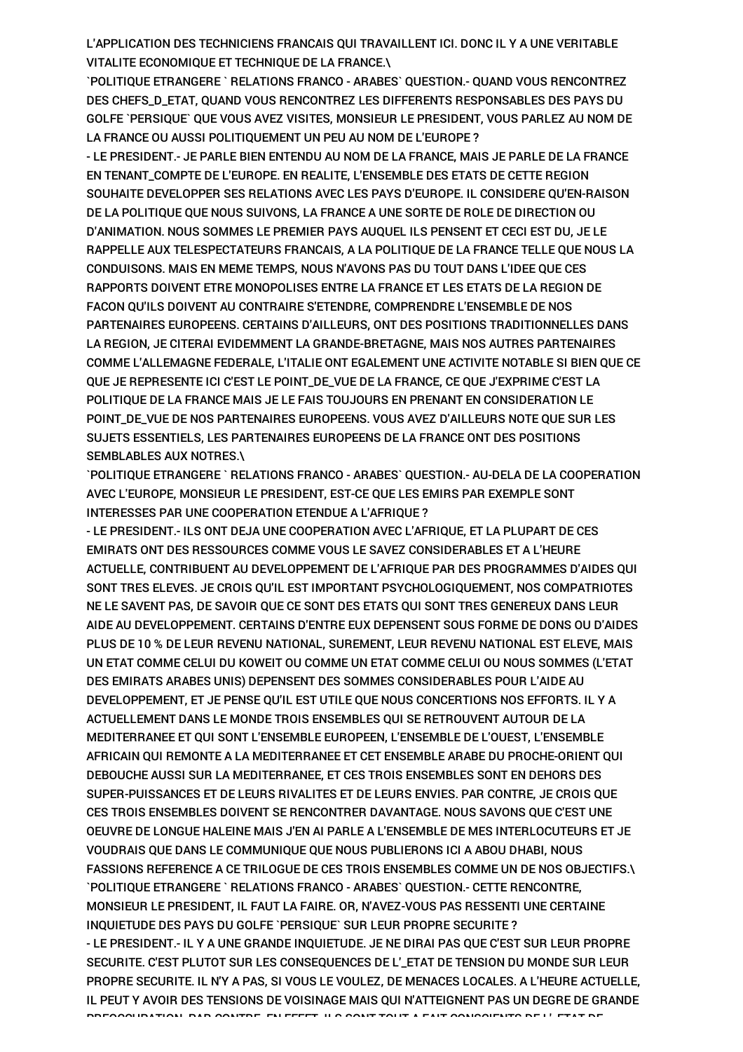L'APPLICATION DES TECHNICIENS FRANCAIS QUI TRAVAILLENT ICI. DONC IL Y A UNE VERITABLE VITALITE ECONOMIQUE ET TECHNIQUE DE LA FRANCE.\

`POLITIQUE ETRANGERE ` RELATIONS FRANCO - ARABES` QUESTION.- QUAND VOUS RENCONTREZ DES CHEFS_D_ETAT, QUAND VOUS RENCONTREZ LES DIFFERENTS RESPONSABLES DES PAYS DU GOLFE `PERSIQUE` QUE VOUS AVEZ VISITES, MONSIEUR LE PRESIDENT, VOUS PARLEZ AU NOM DE LA FRANCE OU AUSSI POLITIQUEMENT UN PEU AU NOM DE L'EUROPE ?

- LE PRESIDENT.- JE PARLE BIEN ENTENDU AU NOM DE LA FRANCE, MAIS JE PARLE DE LA FRANCE EN TENANT_COMPTE DE L'EUROPE. EN REALITE, L'ENSEMBLE DES ETATS DE CETTE REGION SOUHAITE DEVELOPPER SES RELATIONS AVEC LES PAYS D'EUROPE. IL CONSIDERE QU'EN-RAISON DE LA POLITIQUE QUE NOUS SUIVONS, LA FRANCE A UNE SORTE DE ROLE DE DIRECTION OU D'ANIMATION. NOUS SOMMES LE PREMIER PAYS AUQUEL ILS PENSENT ET CECI EST DU, JE LE RAPPELLE AUX TELESPECTATEURS FRANCAIS, A LA POLITIQUE DE LA FRANCE TELLE QUE NOUS LA CONDUISONS. MAIS EN MEME TEMPS, NOUS N'AVONS PAS DU TOUT DANS L'IDEE QUE CES RAPPORTS DOIVENT ETRE MONOPOLISES ENTRE LA FRANCE ET LES ETATS DE LA REGION DE FACON QU'ILS DOIVENT AU CONTRAIRE S'ETENDRE, COMPRENDRE L'ENSEMBLE DE NOS PARTENAIRES EUROPEENS. CERTAINS D'AILLEURS, ONT DES POSITIONS TRADITIONNELLES DANS LA REGION, JE CITERAI EVIDEMMENT LA GRANDE-BRETAGNE, MAIS NOS AUTRES PARTENAIRES COMME L'ALLEMAGNE FEDERALE, L'ITALIE ONT EGALEMENT UNE ACTIVITE NOTABLE SI BIEN QUE CE QUE JE REPRESENTE ICI C'EST LE POINT_DE_VUE DE LA FRANCE, CE QUE J'EXPRIME C'EST LA POLITIQUE DE LA FRANCE MAIS JE LE FAIS TOUJOURS EN PRENANT EN CONSIDERATION LE POINT_DE_VUE DE NOS PARTENAIRES EUROPEENS. VOUS AVEZ D'AILLEURS NOTE QUE SUR LES SUJETS ESSENTIELS, LES PARTENAIRES EUROPEENS DE LA FRANCE ONT DES POSITIONS SEMBLABLES AUX NOTRES.\

`POLITIQUE ETRANGERE ` RELATIONS FRANCO - ARABES` QUESTION.- AU-DELA DE LA COOPERATION AVEC L'EUROPE, MONSIEUR LE PRESIDENT, EST-CE QUE LES EMIRS PAR EXEMPLE SONT INTERESSES PAR UNE COOPERATION ETENDUE A L'AFRIQUE ?

- LE PRESIDENT.- ILS ONT DEJA UNE COOPERATION AVEC L'AFRIQUE, ET LA PLUPART DE CES EMIRATS ONT DES RESSOURCES COMME VOUS LE SAVEZ CONSIDERABLES ET A L'HEURE ACTUELLE, CONTRIBUENT AU DEVELOPPEMENT DE L'AFRIQUE PAR DES PROGRAMMES D'AIDES QUI SONT TRES ELEVES. JE CROIS QU'IL EST IMPORTANT PSYCHOLOGIQUEMENT, NOS COMPATRIOTES NE LE SAVENT PAS, DE SAVOIR QUE CE SONT DES ETATS QUI SONT TRES GENEREUX DANS LEUR AIDE AU DEVELOPPEMENT. CERTAINS D'ENTRE EUX DEPENSENT SOUS FORME DE DONS OU D'AIDES PLUS DE 10 % DE LEUR REVENU NATIONAL, SUREMENT, LEUR REVENU NATIONAL EST ELEVE, MAIS UN ETAT COMME CELUI DU KOWEIT OU COMME UN ETAT COMME CELUI OU NOUS SOMMES (L'ETAT DES EMIRATS ARABES UNIS) DEPENSENT DES SOMMES CONSIDERABLES POUR L'AIDE AU DEVELOPPEMENT, ET JE PENSE QU'IL EST UTILE QUE NOUS CONCERTIONS NOS EFFORTS. IL Y A ACTUELLEMENT DANS LE MONDE TROIS ENSEMBLES QUI SE RETROUVENT AUTOUR DE LA MEDITERRANEE ET QUI SONT L'ENSEMBLE EUROPEEN, L'ENSEMBLE DE L'OUEST, L'ENSEMBLE AFRICAIN QUI REMONTE A LA MEDITERRANEE ET CET ENSEMBLE ARABE DU PROCHE-ORIENT QUI DEBOUCHE AUSSI SUR LA MEDITERRANEE, ET CES TROIS ENSEMBLES SONT EN DEHORS DES SUPER-PUISSANCES ET DE LEURS RIVALITES ET DE LEURS ENVIES. PAR CONTRE, JE CROIS QUE CES TROIS ENSEMBLES DOIVENT SE RENCONTRER DAVANTAGE. NOUS SAVONS QUE C'EST UNE OEUVRE DE LONGUE HALEINE MAIS J'EN AI PARLE A L'ENSEMBLE DE MES INTERLOCUTEURS ET JE VOUDRAIS QUE DANS LE COMMUNIQUE QUE NOUS PUBLIERONS ICI A ABOU DHABI, NOUS FASSIONS REFERENCE A CE TRILOGUE DE CES TROIS ENSEMBLES COMME UN DE NOS OBJECTIFS.\

`POLITIQUE ETRANGERE ` RELATIONS FRANCO - ARABES` QUESTION.- CETTE RENCONTRE, MONSIEUR LE PRESIDENT, IL FAUT LA FAIRE. OR, N'AVEZ-VOUS PAS RESSENTI UNE CERTAINE INQUIETUDE DES PAYS DU GOLFE `PERSIQUE` SUR LEUR PROPRE SECURITE ?

- LE PRESIDENT.- IL Y A UNE GRANDE INQUIETUDE. JE NE DIRAI PAS QUE C'EST SUR LEUR PROPRE SECURITE. C'EST PLUTOT SUR LES CONSEQUENCES DE L'_ETAT DE TENSION DU MONDE SUR LEUR PROPRE SECURITE. IL N'Y A PAS, SI VOUS LE VOULEZ, DE MENACES LOCALES. A L'HEURE ACTUELLE, IL PEUT Y AVOIR DES TENSIONS DE VOISINAGE MAIS QUI N'ATTEIGNENT PAS UN DEGRE DE GRANDE PREOCCUPATION. PAR CONTRE, EN EFFET, ILS SONT TOUT A FAIT CONSCIENTS DE L'_ETAT DE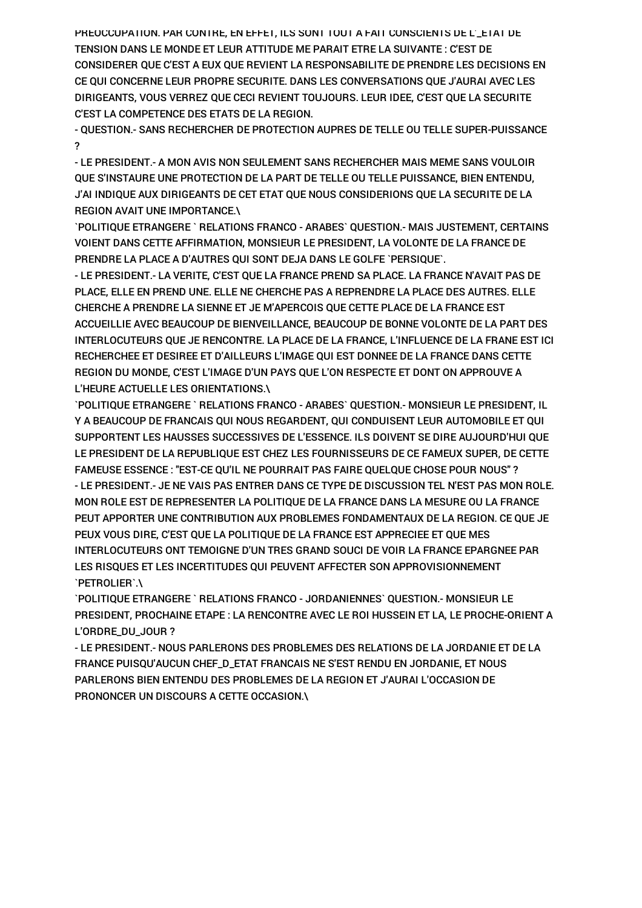PREOCCUPATION. PAR CONTRE, EN EFFET, ILS SONT TOUT A FAIT CONSCIENTS DE L'_ETAT DE TENSION DANS LE MONDE ET LEUR ATTITUDE ME PARAIT ETRE LA SUIVANTE : C'EST DE CONSIDERER QUE C'EST A EUX QUE REVIENT LA RESPONSABILITE DE PRENDRE LES DECISIONS EN CE QUI CONCERNE LEUR PROPRE SECURITE. DANS LES CONVERSATIONS QUE J'AURAI AVEC LES DIRIGEANTS, VOUS VERREZ QUE CECI REVIENT TOUJOURS. LEUR IDEE, C'EST QUE LA SECURITE C'EST LA COMPETENCE DES ETATS DE LA REGION.

- QUESTION.- SANS RECHERCHER DE PROTECTION AUPRES DE TELLE OU TELLE SUPER-PUISSANCE ?

- LE PRESIDENT.- A MON AVIS NON SEULEMENT SANS RECHERCHER MAIS MEME SANS VOULOIR QUE S'INSTAURE UNE PROTECTION DE LA PART DE TELLE OU TELLE PUISSANCE, BIEN ENTENDU, J'AI INDIQUE AUX DIRIGEANTS DE CET ETAT QUE NOUS CONSIDERIONS QUE LA SECURITE DE LA REGION AVAIT UNE IMPORTANCE.\

`POLITIQUE ETRANGERE ` RELATIONS FRANCO - ARABES` QUESTION.- MAIS JUSTEMENT, CERTAINS VOIENT DANS CETTE AFFIRMATION, MONSIEUR LE PRESIDENT, LA VOLONTE DE LA FRANCE DE PRENDRE LA PLACE A D'AUTRES QUI SONT DEJA DANS LE GOLFE `PERSIQUE`.

- LE PRESIDENT.- LA VERITE, C'EST QUE LA FRANCE PREND SA PLACE. LA FRANCE N'AVAIT PAS DE PLACE, ELLE EN PREND UNE. ELLE NE CHERCHE PAS A REPRENDRE LA PLACE DES AUTRES. ELLE CHERCHE A PRENDRE LA SIENNE ET JE M'APERCOIS QUE CETTE PLACE DE LA FRANCE EST ACCUEILLIE AVEC BEAUCOUP DE BIENVEILLANCE, BEAUCOUP DE BONNE VOLONTE DE LA PART DES INTERLOCUTEURS QUE JE RENCONTRE. LA PLACE DE LA FRANCE, L'INFLUENCE DE LA FRANE EST ICI RECHERCHEE ET DESIREE ET D'AILLEURS L'IMAGE QUI EST DONNEE DE LA FRANCE DANS CETTE REGION DU MONDE, C'EST L'IMAGE D'UN PAYS QUE L'ON RESPECTE ET DONT ON APPROUVE A L'HEURE ACTUELLE LES ORIENTATIONS.\

`POLITIQUE ETRANGERE ` RELATIONS FRANCO - ARABES` QUESTION.- MONSIEUR LE PRESIDENT, IL Y A BEAUCOUP DE FRANCAIS QUI NOUS REGARDENT, QUI CONDUISENT LEUR AUTOMOBILE ET QUI SUPPORTENT LES HAUSSES SUCCESSIVES DE L'ESSENCE. ILS DOIVENT SE DIRE AUJOURD'HUI QUE LE PRESIDENT DE LA REPUBLIQUE EST CHEZ LES FOURNISSEURS DE CE FAMEUX SUPER, DE CETTE FAMEUSE ESSENCE : "EST-CE QU'IL NE POURRAIT PAS FAIRE QUELQUE CHOSE POUR NOUS" ?

- LE PRESIDENT.- JE NE VAIS PAS ENTRER DANS CE TYPE DE DISCUSSION TEL N'EST PAS MON ROLE. MON ROLE EST DE REPRESENTER LA POLITIQUE DE LA FRANCE DANS LA MESURE OU LA FRANCE PEUT APPORTER UNE CONTRIBUTION AUX PROBLEMES FONDAMENTAUX DE LA REGION. CE QUE JE PEUX VOUS DIRE, C'EST QUE LA POLITIQUE DE LA FRANCE EST APPRECIEE ET QUE MES INTERLOCUTEURS ONT TEMOIGNE D'UN TRES GRAND SOUCI DE VOIR LA FRANCE EPARGNEE PAR LES RISQUES ET LES INCERTITUDES QUI PEUVENT AFFECTER SON APPROVISIONNEMENT `PETROLIER`.\

`POLITIQUE ETRANGERE ` RELATIONS FRANCO - JORDANIENNES` QUESTION.- MONSIEUR LE PRESIDENT, PROCHAINE ETAPE : LA RENCONTRE AVEC LE ROI HUSSEIN ET LA, LE PROCHE-ORIENT A L'ORDRE_DU_JOUR ?

- LE PRESIDENT.- NOUS PARLERONS DES PROBLEMES DES RELATIONS DE LA JORDANIE ET DE LA FRANCE PUISQU'AUCUN CHEF_D_ETAT FRANCAIS NE S'EST RENDU EN JORDANIE, ET NOUS PARLERONS BIEN ENTENDU DES PROBLEMES DE LA REGION ET J'AURAI L'OCCASION DE PRONONCER UN DISCOURS A CETTE OCCASION.\